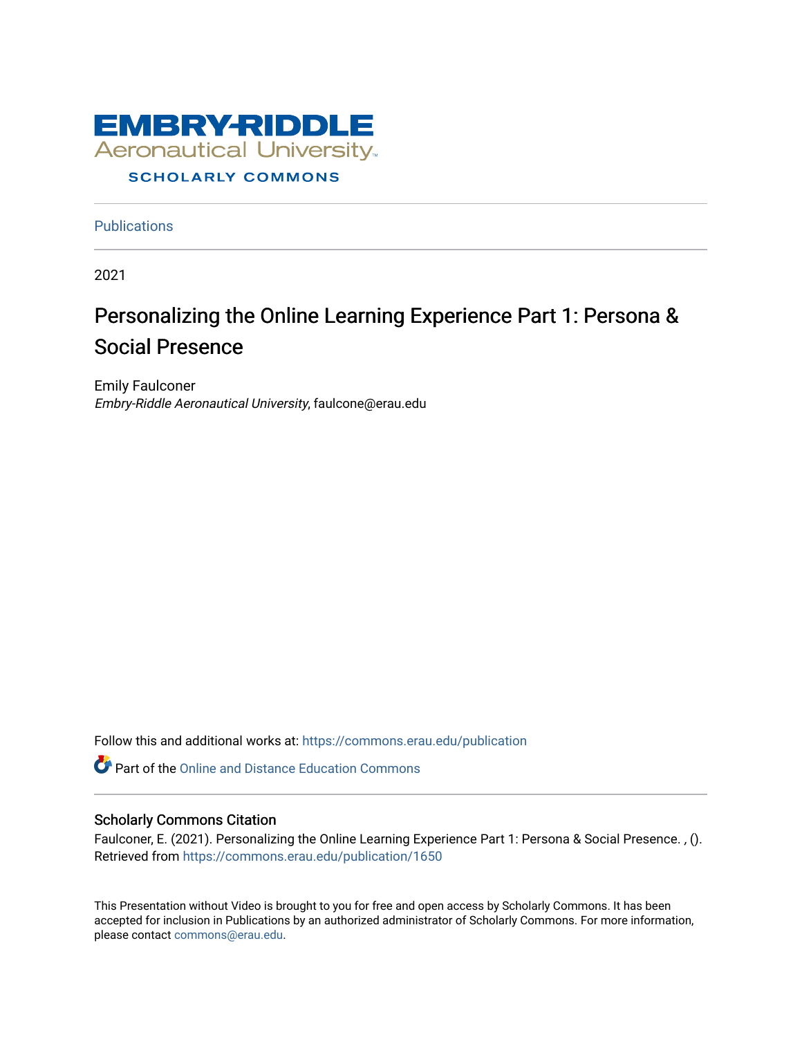EMBRY-RIDDLE
Aeronautical University
SCHOLARLY COMMONS

Publications

2021

# Personalizing the Online Learning Experience Part 1: Persona & Social Presence

Emily Faulconer
*Embry-Riddle Aeronautical University*, faulcone@erau.edu

Follow this and additional works at: https://commons.erau.edu/publication

Part of the Online and Distance Education Commons

## Scholarly Commons Citation

Faulconer, E. (2021). Personalizing the Online Learning Experience Part 1: Persona & Social Presence. , (). Retrieved from https://commons.erau.edu/publication/1650

This Presentation without Video is brought to you for free and open access by Scholarly Commons. It has been accepted for inclusion in Publications by an authorized administrator of Scholarly Commons. For more information, please contact commons@erau.edu.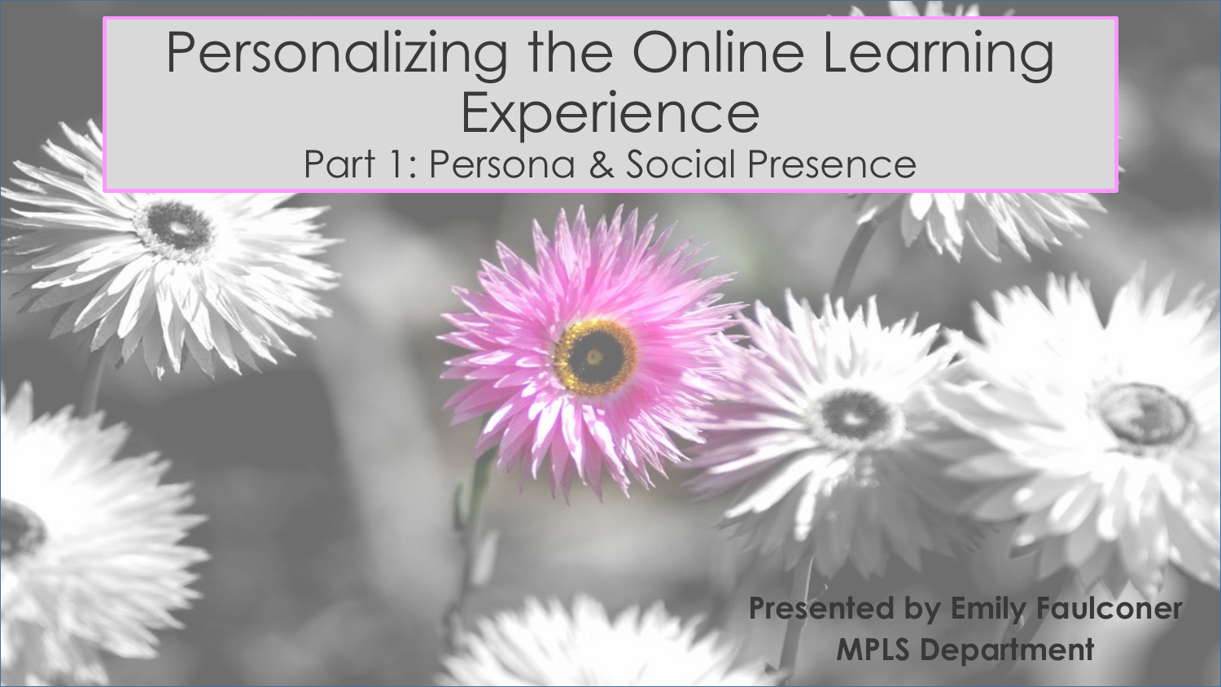# Personalizing the Online Learning Experience

## Part 1: Persona & Social Presence

**Presented by Emily Faulconer**
**MPLS Department**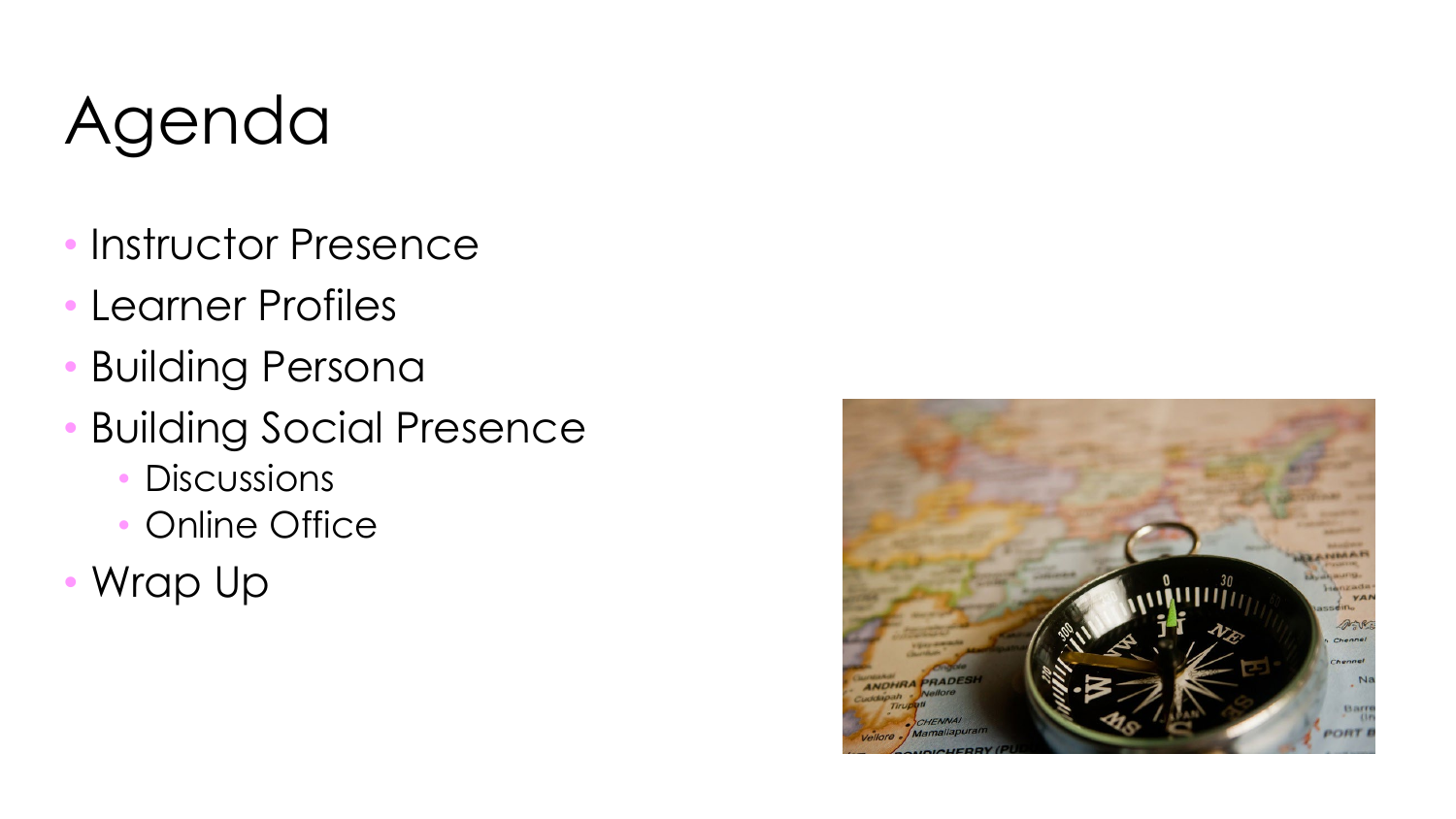# Agenda

- Instructor Presence
- Learner Profiles
- Building Persona
- Building Social Presence
  - Discussions
  - Online Office
- Wrap Up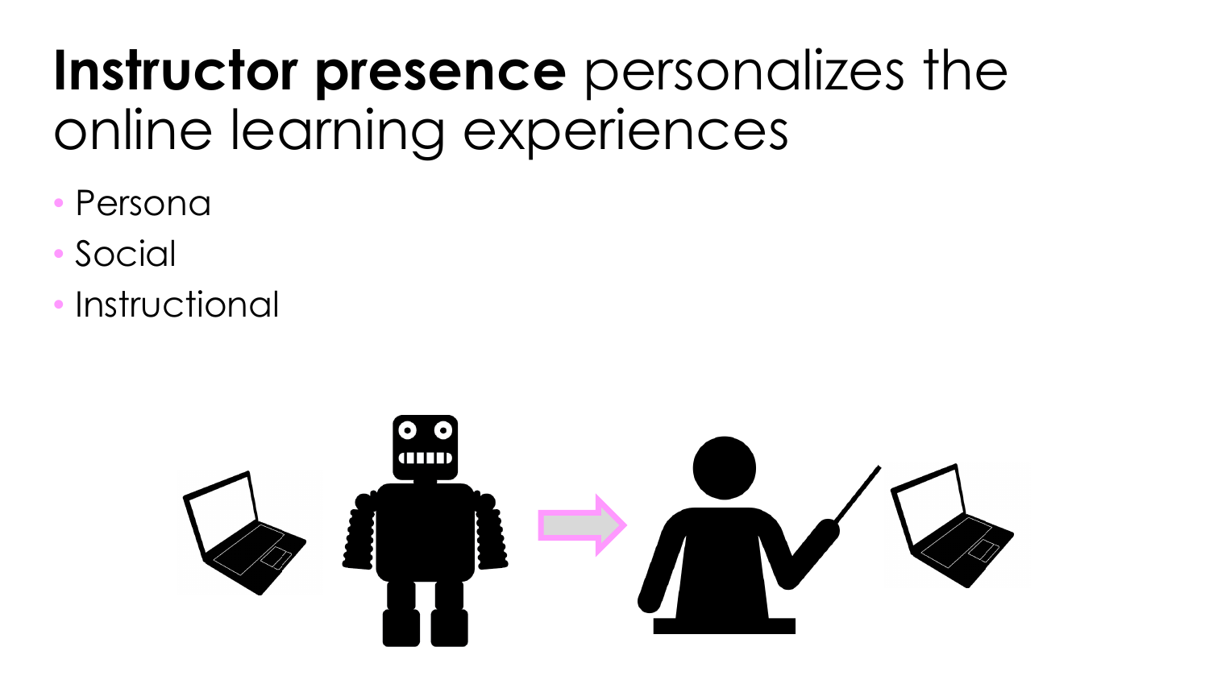# **Instructor presence** personalizes the online learning experiences

- Persona
- Social
- Instructional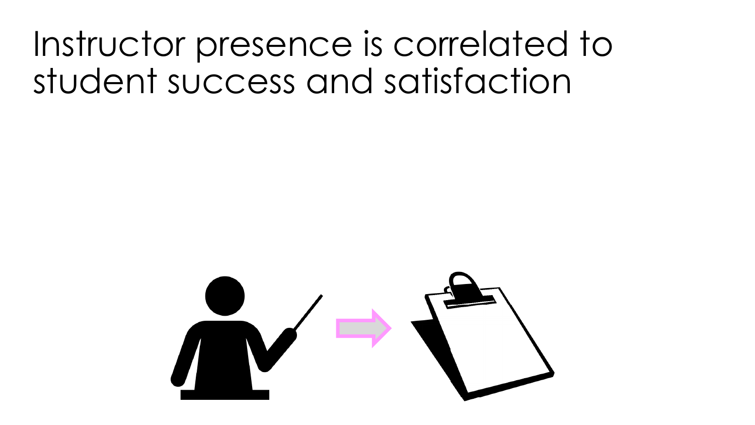# Instructor presence is correlated to student success and satisfaction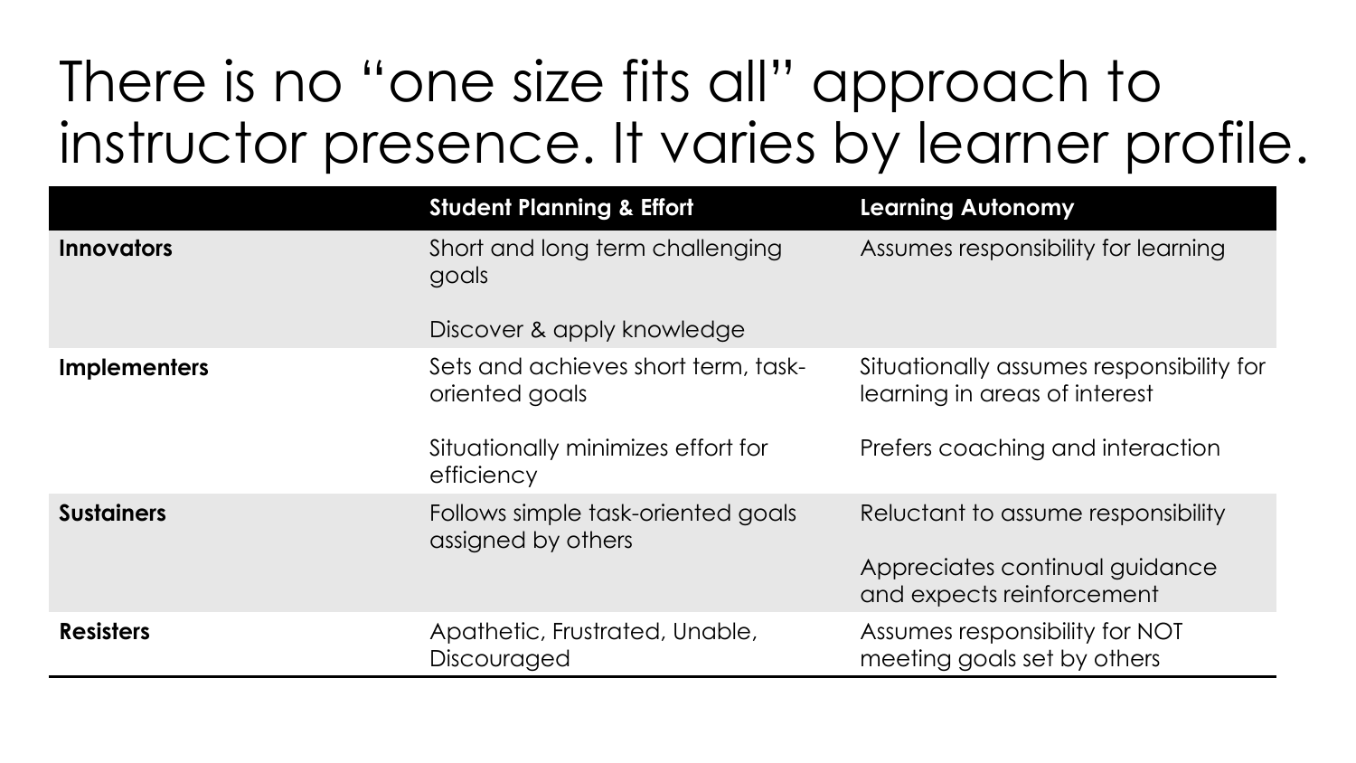# There is no "one size fits all" approach to instructor presence. It varies by learner profile.

| | Student Planning & Effort | Learning Autonomy |
|---|---|---|
| **Innovators** | Short and long term challenging goals<br><br>Discover & apply knowledge | Assumes responsibility for learning |
| **Implementers** | Sets and achieves short term, task-oriented goals<br><br>Situationally minimizes effort for efficiency | Situationally assumes responsibility for learning in areas of interest<br><br>Prefers coaching and interaction |
| **Sustainers** | Follows simple task-oriented goals assigned by others | Reluctant to assume responsibility<br><br>Appreciates continual guidance and expects reinforcement |
| **Resisters** | Apathetic, Frustrated, Unable, Discouraged | Assumes responsibility for NOT meeting goals set by others |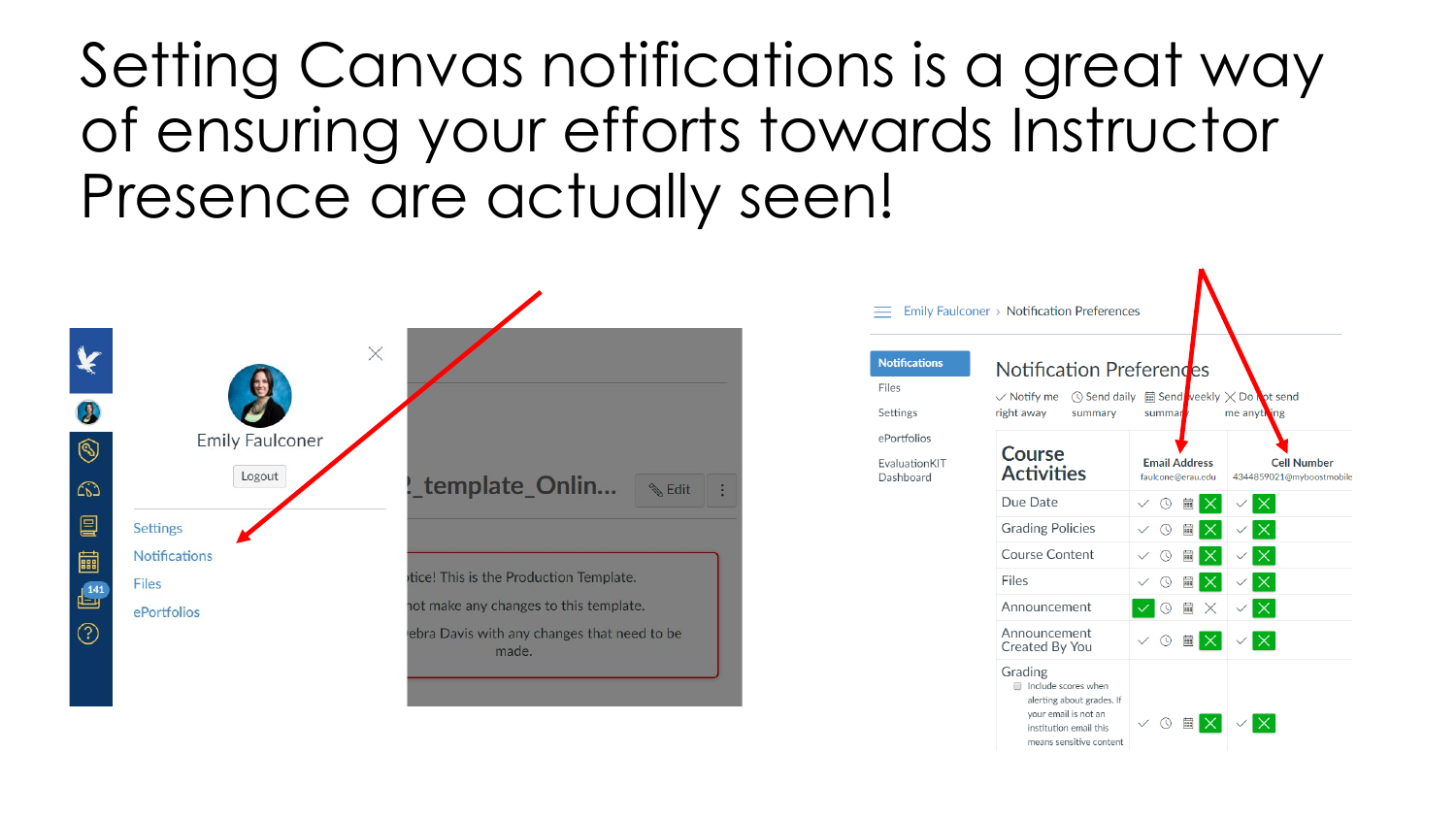# Setting Canvas notifications is a great way of ensuring your efforts towards Instructor Presence are actually seen!

Emily Faulconer

Logout

Settings

Notifications

Files

ePortfolios

Emily Faulconer › Notification Preferences

Notifications

Files

Settings

ePortfolios

EvaluationKIT Dashboard

## Notification Preferences

✓ Notify me right away | Send daily summary | Send weekly summary | ✕ Do not send me anything

| Course Activities | Email Address faulcone@erau.edu | Cell Number 4344859021@myboostmobile |
|---|---|---|
| Due Date | | |
| Grading Policies | | |
| Course Content | | |
| Files | | |
| Announcement | | |
| Announcement Created By You | | |
| Grading (Include scores when alerting about grades. If your email is not an institution email this means sensitive content) | | |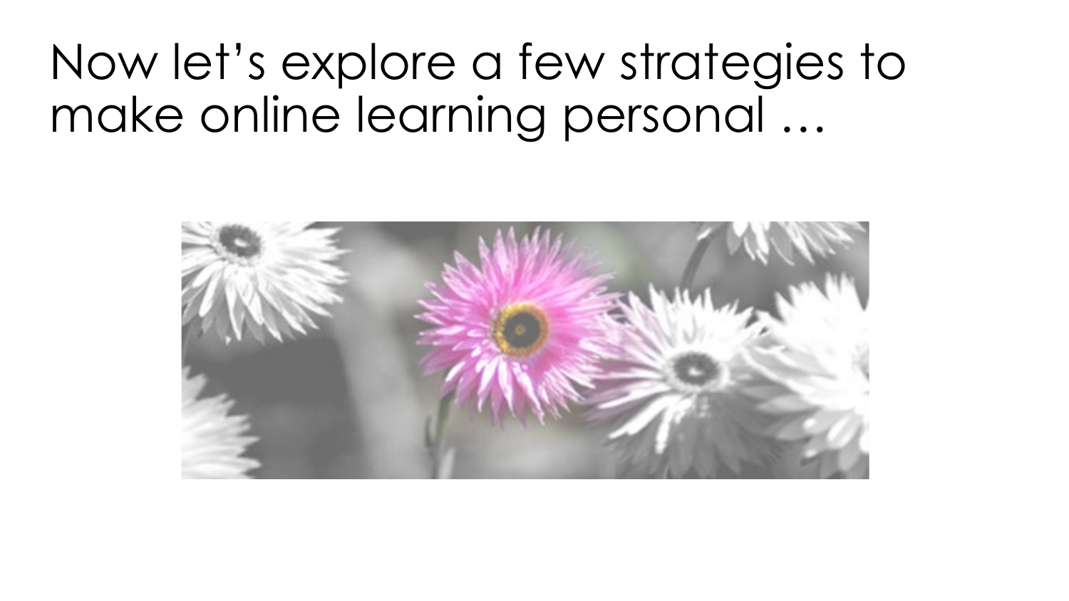# Now let's explore a few strategies to make online learning personal …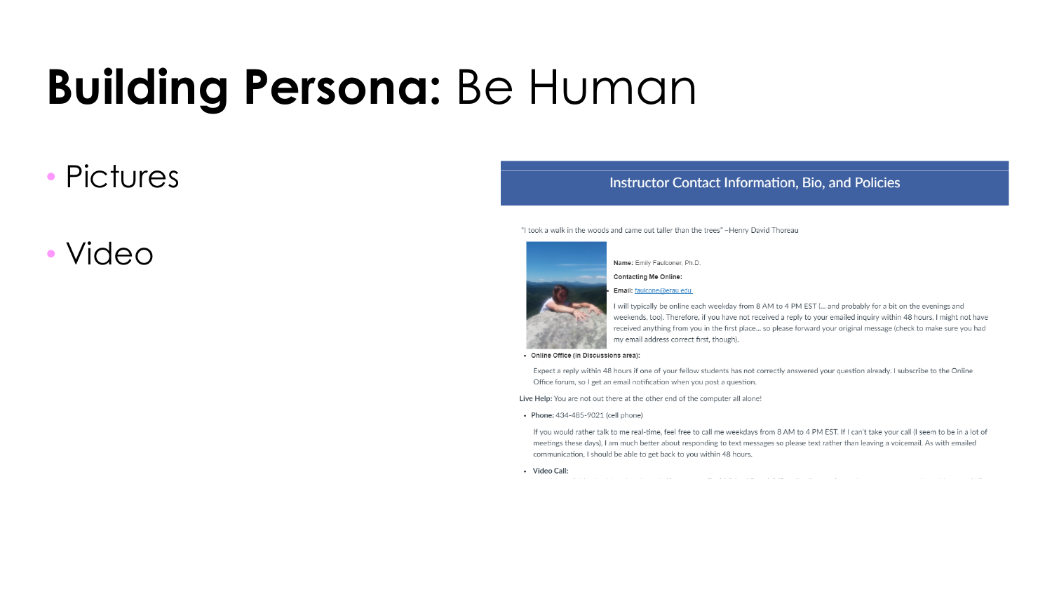# **Building Persona:** Be Human

- Pictures
- Video

## Instructor Contact Information, Bio, and Policies

"I took a walk in the woods and came out taller than the trees" –Henry David Thoreau

**Name:** Emily Faulconer, Ph.D.

**Contacting Me Online:**

- **Email:** faulcone@erau.edu

I will typically be online each weekday from 8 AM to 4 PM EST (... and probably for a bit on the evenings and weekends, too). Therefore, if you have not received a reply to your emailed inquiry within 48 hours, I might not have received anything from you in the first place... so please forward your original message (check to make sure you had my email address correct first, though).

- **Online Office (in Discussions area):**

Expect a reply within 48 hours if one of your fellow students has not correctly answered your question already. I subscribe to the Online Office forum, so I get an email notification when you post a question.

**Live Help:** You are not out there at the other end of the computer all alone!

- **Phone:** 434-485-9021 (cell phone)

If you would rather talk to me real-time, feel free to call me weekdays from 8 AM to 4 PM EST. If I can't take your call (I seem to be in a lot of meetings these days), I am much better about responding to text messages so please text rather than leaving a voicemail. As with emailed communication, I should be able to get back to you within 48 hours.

- **Video Call:**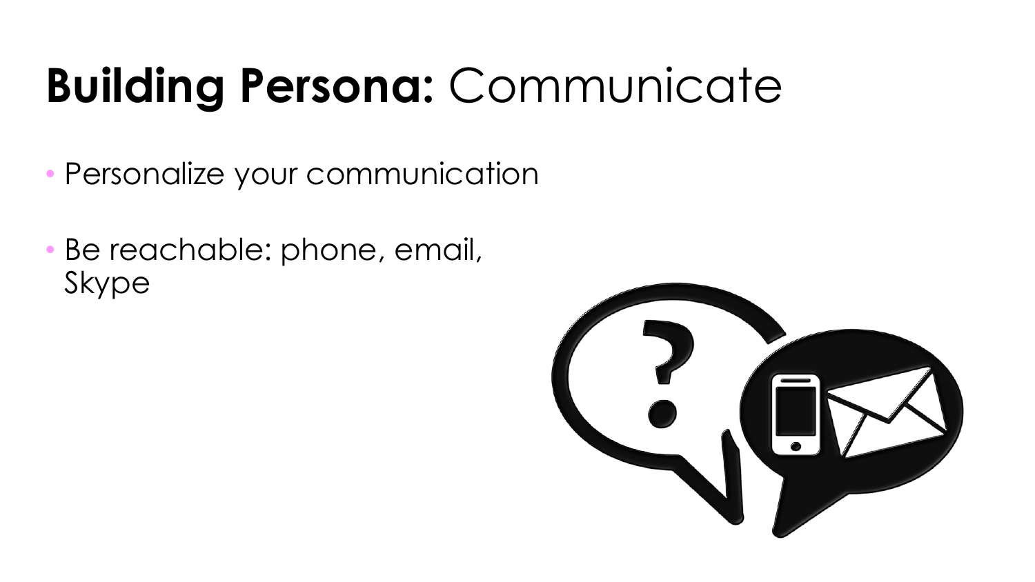# **Building Persona:** Communicate

- Personalize your communication
- Be reachable: phone, email, Skype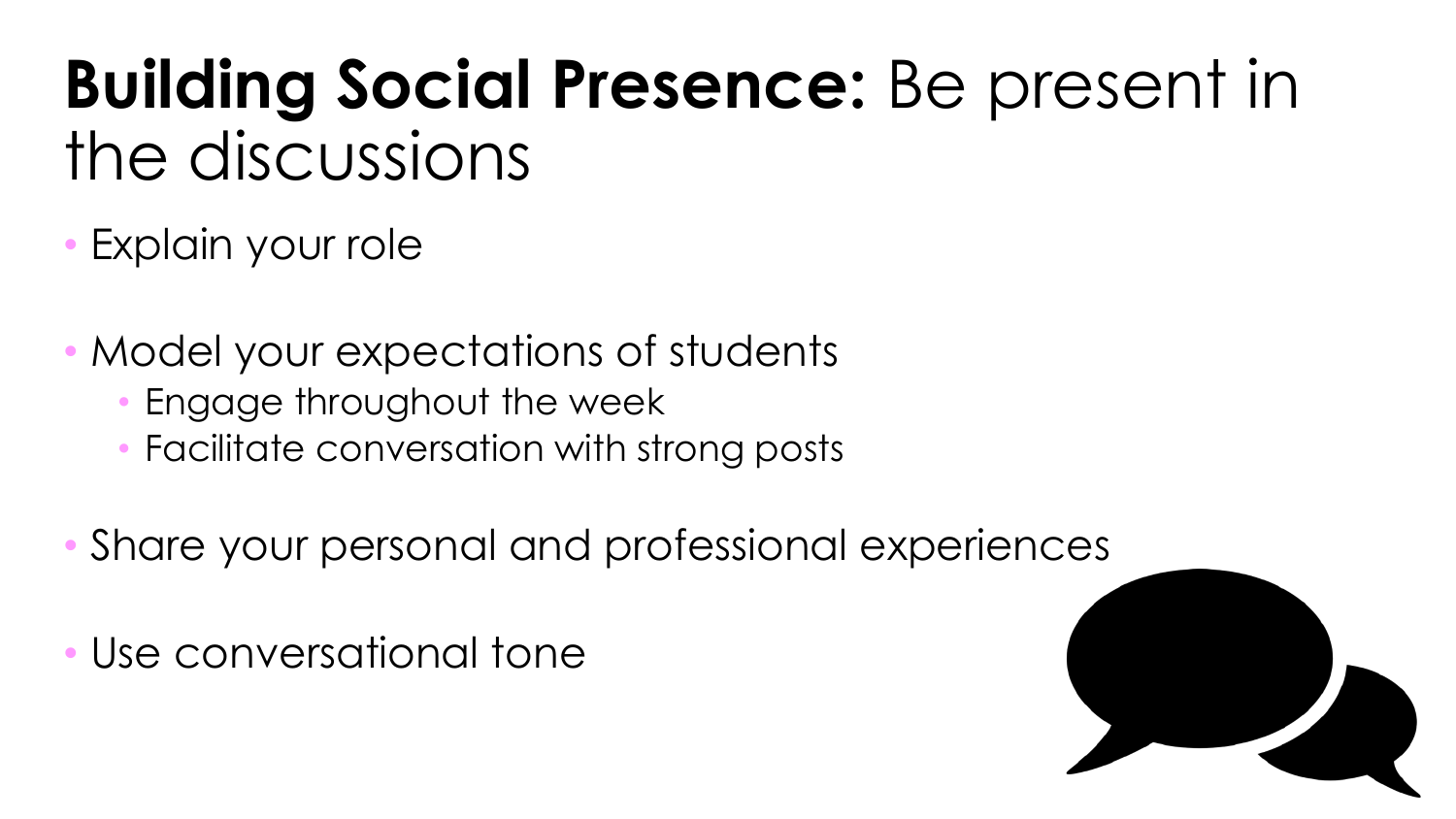# **Building Social Presence:** Be present in the discussions

- Explain your role
- Model your expectations of students
  - Engage throughout the week
  - Facilitate conversation with strong posts
- Share your personal and professional experiences
- Use conversational tone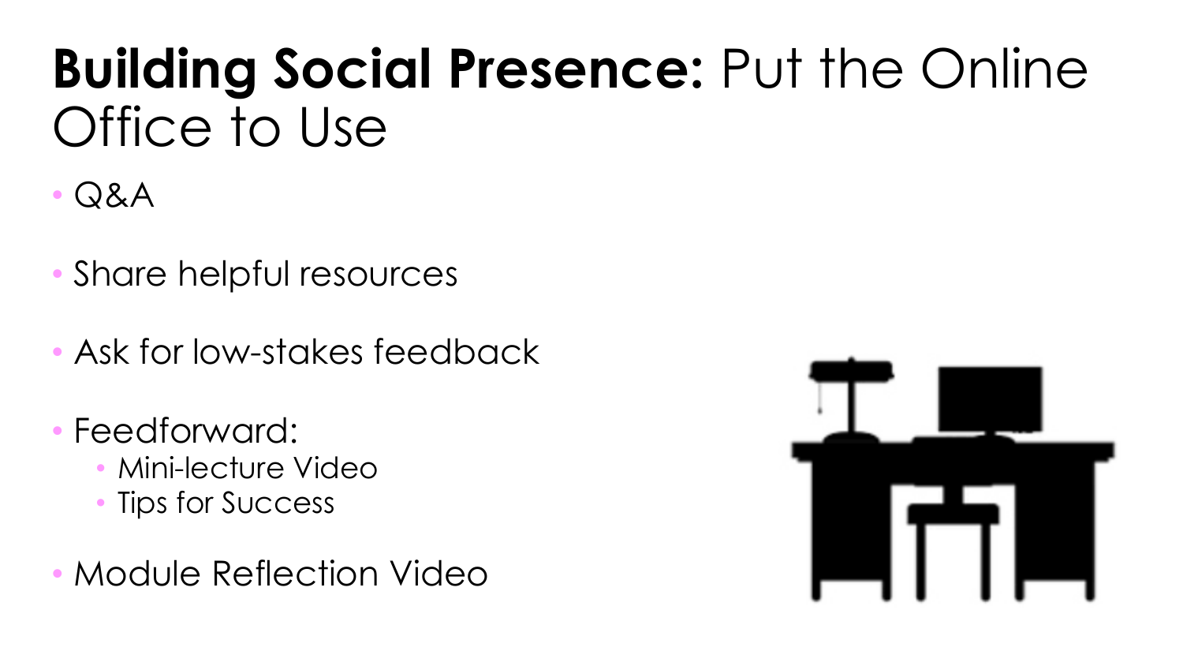# **Building Social Presence:** Put the Online Office to Use

- Q&A
- Share helpful resources
- Ask for low-stakes feedback
- Feedforward:
  - Mini-lecture Video
  - Tips for Success
- Module Reflection Video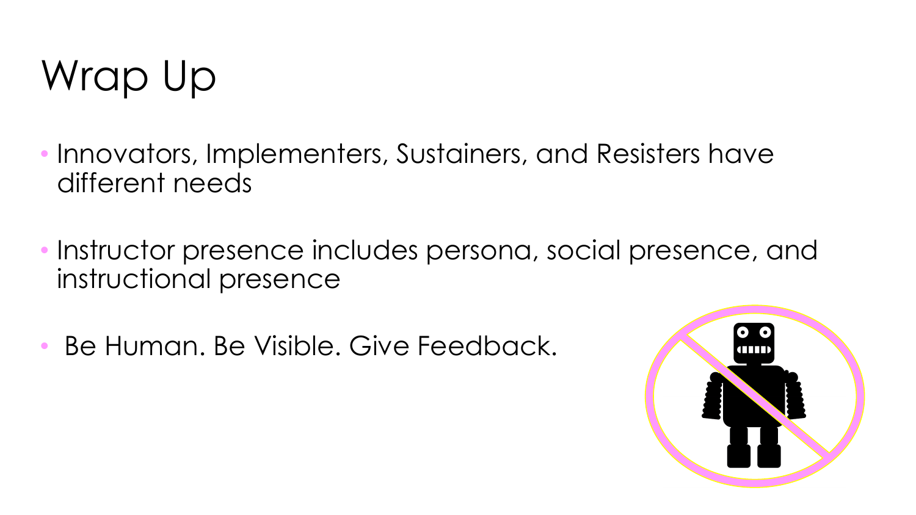# Wrap Up

- Innovators, Implementers, Sustainers, and Resisters have different needs
- Instructor presence includes persona, social presence, and instructional presence
- Be Human. Be Visible. Give Feedback.